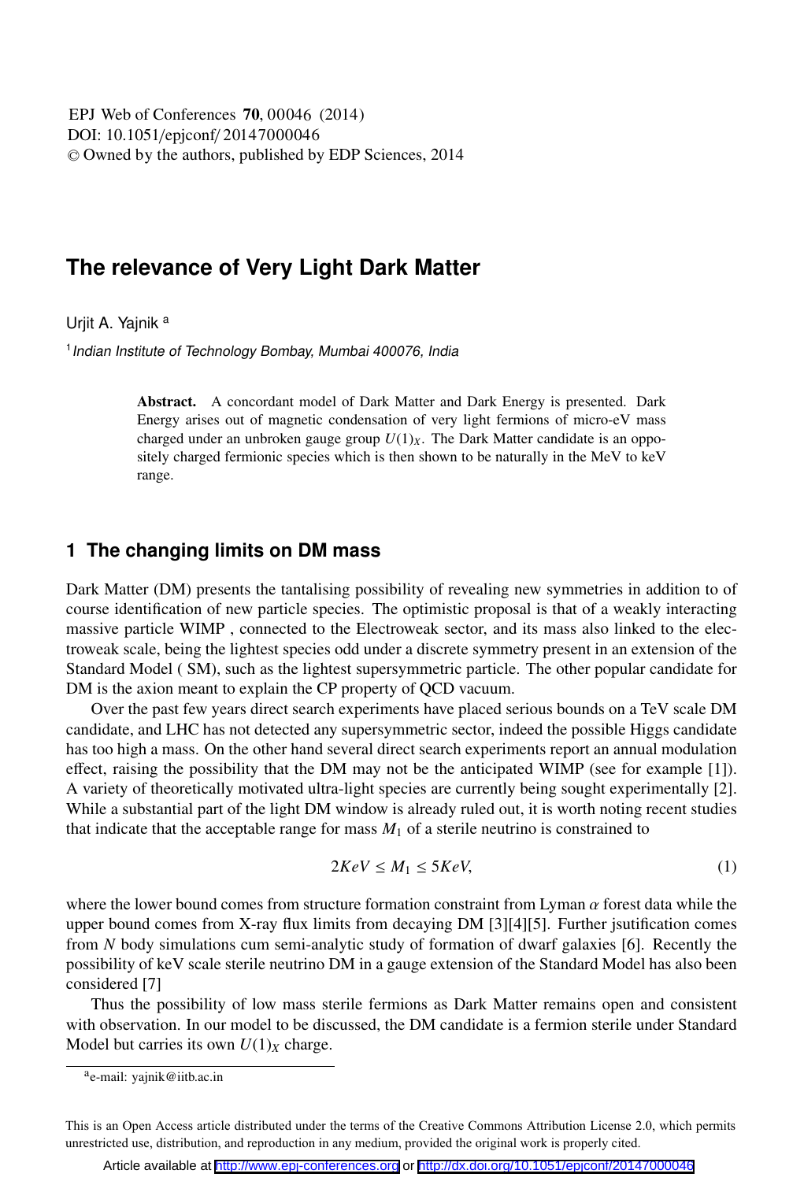# The relevance of Very Light Dark Matter

Urjit A. Yajnik [a]

[1] *Indian Institute of Technology Bombay, Mumbai 400076, India*

> **Abstract.** A concordant model of Dark Matter and Dark Energy is presented. Dark Energy arises out of magnetic condensation of very light fermions of micro-eV mass charged under an unbroken gauge group $U(1)_X$. The Dark Matter candidate is an oppositely charged fermionic species which is then shown to be naturally in the MeV to keV range.

## 1 The changing limits on DM mass

Dark Matter (DM) presents the tantalising possibility of revealing new symmetries in addition to of course identification of new particle species. The optimistic proposal is that of a weakly interacting massive particle WIMP , connected to the Electroweak sector, and its mass also linked to the electroweak scale, being the lightest species odd under a discrete symmetry present in an extension of the Standard Model ( SM), such as the lightest supersymmetric particle. The other popular candidate for DM is the axion meant to explain the CP property of QCD vacuum.

Over the past few years direct search experiments have placed serious bounds on a TeV scale DM candidate, and LHC has not detected any supersymmetric sector, indeed the possible Higgs candidate has too high a mass. On the other hand several direct search experiments report an annual modulation effect, raising the possibility that the DM may not be the anticipated WIMP (see for example [1]). A variety of theoretically motivated ultra-light species are currently being sought experimentally [2]. While a substantial part of the light DM window is already ruled out, it is worth noting recent studies that indicate that the acceptable range for mass $M_1$ of a sterile neutrino is constrained to

$$2KeV \leq M_1 \leq 5KeV, \tag{1}$$

where the lower bound comes from structure formation constraint from Lyman $\alpha$ forest data while the upper bound comes from X-ray flux limits from decaying DM [3][4][5]. Further jsutification comes from $N$ body simulations cum semi-analytic study of formation of dwarf galaxies [6]. Recently the possibility of keV scale sterile neutrino DM in a gauge extension of the Standard Model has also been considered [7]

Thus the possibility of low mass sterile fermions as Dark Matter remains open and consistent with observation. In our model to be discussed, the DM candidate is a fermion sterile under Standard Model but carries its own $U(1)_X$ charge.

[a] e-mail: yajnik@iitb.ac.in

This is an Open Access article distributed under the terms of the Creative Commons Attribution License 2.0, which permits unrestricted use, distribution, and reproduction in any medium, provided the original work is properly cited.

Article available at http://www.epj-conferences.org or http://dx.doi.org/10.1051/epjconf/20147000046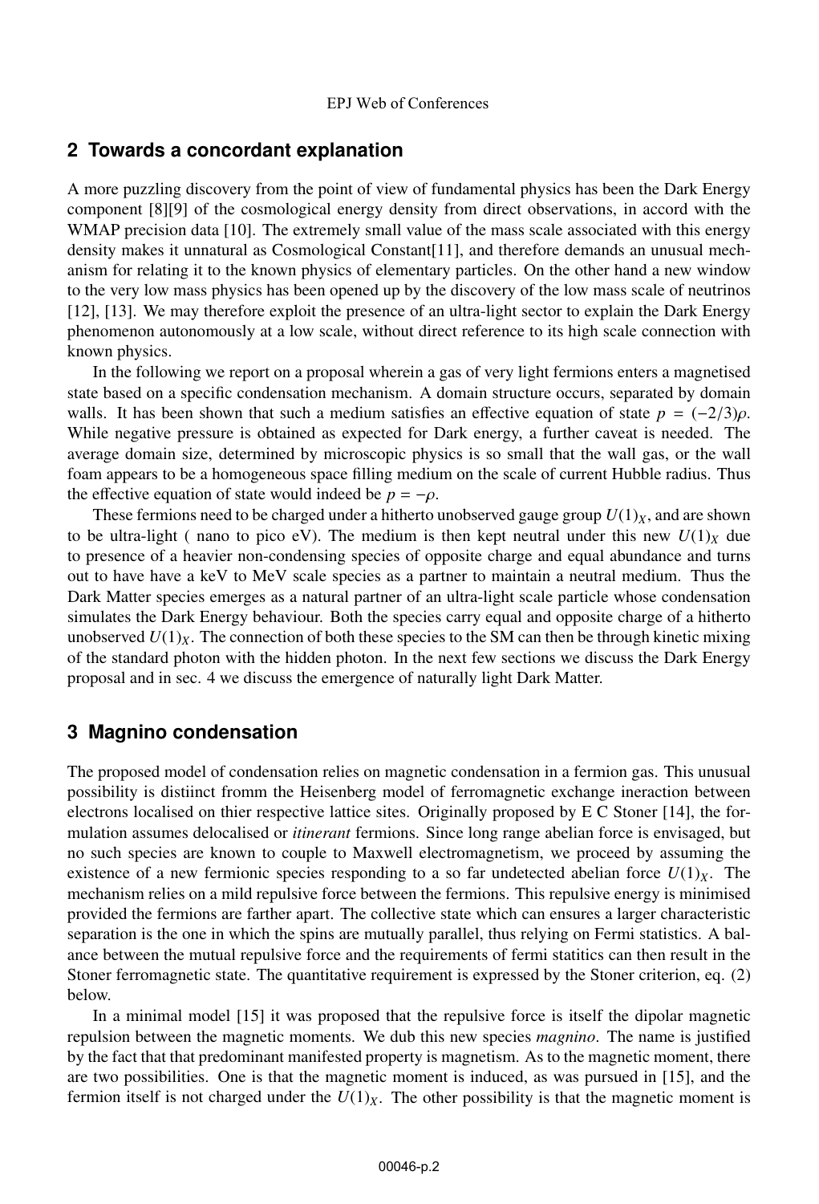## 2 Towards a concordant explanation

A more puzzling discovery from the point of view of fundamental physics has been the Dark Energy component [8][9] of the cosmological energy density from direct observations, in accord with the WMAP precision data [10]. The extremely small value of the mass scale associated with this energy density makes it unnatural as Cosmological Constant[11], and therefore demands an unusual mechanism for relating it to the known physics of elementary particles. On the other hand a new window to the very low mass physics has been opened up by the discovery of the low mass scale of neutrinos [12], [13]. We may therefore exploit the presence of an ultra-light sector to explain the Dark Energy phenomenon autonomously at a low scale, without direct reference to its high scale connection with known physics.

In the following we report on a proposal wherein a gas of very light fermions enters a magnetised state based on a specific condensation mechanism. A domain structure occurs, separated by domain walls. It has been shown that such a medium satisfies an effective equation of state $p = (-2/3)\rho$. While negative pressure is obtained as expected for Dark energy, a further caveat is needed. The average domain size, determined by microscopic physics is so small that the wall gas, or the wall foam appears to be a homogeneous space filling medium on the scale of current Hubble radius. Thus the effective equation of state would indeed be $p = -\rho$.

These fermions need to be charged under a hitherto unobserved gauge group $U(1)_X$, and are shown to be ultra-light ( nano to pico eV). The medium is then kept neutral under this new $U(1)_X$ due to presence of a heavier non-condensing species of opposite charge and equal abundance and turns out to have have a keV to MeV scale species as a partner to maintain a neutral medium. Thus the Dark Matter species emerges as a natural partner of an ultra-light scale particle whose condensation simulates the Dark Energy behaviour. Both the species carry equal and opposite charge of a hitherto unobserved $U(1)_X$. The connection of both these species to the SM can then be through kinetic mixing of the standard photon with the hidden photon. In the next few sections we discuss the Dark Energy proposal and in sec. 4 we discuss the emergence of naturally light Dark Matter.

## 3 Magnino condensation

The proposed model of condensation relies on magnetic condensation in a fermion gas. This unusual possibility is distiinct fromm the Heisenberg model of ferromagnetic exchange ineraction between electrons localised on thier respective lattice sites. Originally proposed by E C Stoner [14], the formulation assumes delocalised or *itinerant* fermions. Since long range abelian force is envisaged, but no such species are known to couple to Maxwell electromagnetism, we proceed by assuming the existence of a new fermionic species responding to a so far undetected abelian force $U(1)_X$. The mechanism relies on a mild repulsive force between the fermions. This repulsive energy is minimised provided the fermions are farther apart. The collective state which can ensures a larger characteristic separation is the one in which the spins are mutually parallel, thus relying on Fermi statistics. A balance between the mutual repulsive force and the requirements of fermi statitics can then result in the Stoner ferromagnetic state. The quantitative requirement is expressed by the Stoner criterion, eq. (2) below.

In a minimal model [15] it was proposed that the repulsive force is itself the dipolar magnetic repulsion between the magnetic moments. We dub this new species *magnino*. The name is justified by the fact that that predominant manifested property is magnetism. As to the magnetic moment, there are two possibilities. One is that the magnetic moment is induced, as was pursued in [15], and the fermion itself is not charged under the $U(1)_X$. The other possibility is that the magnetic moment is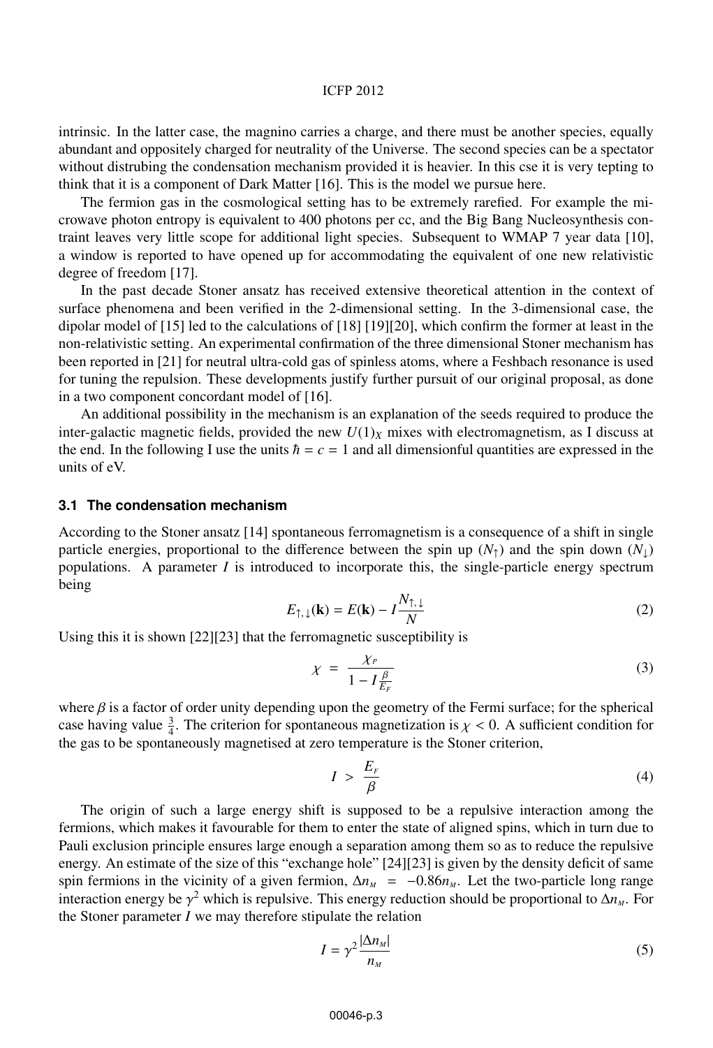intrinsic. In the latter case, the magnino carries a charge, and there must be another species, equally abundant and oppositely charged for neutrality of the Universe. The second species can be a spectator without distrubing the condensation mechanism provided it is heavier. In this cse it is very tepting to think that it is a component of Dark Matter [16]. This is the model we pursue here.

The fermion gas in the cosmological setting has to be extremely rarefied. For example the microwave photon entropy is equivalent to 400 photons per cc, and the Big Bang Nucleosynthesis contraint leaves very little scope for additional light species. Subsequent to WMAP 7 year data [10], a window is reported to have opened up for accommodating the equivalent of one new relativistic degree of freedom [17].

In the past decade Stoner ansatz has received extensive theoretical attention in the context of surface phenomena and been verified in the 2-dimensional setting. In the 3-dimensional case, the dipolar model of [15] led to the calculations of [18] [19][20], which confirm the former at least in the non-relativistic setting. An experimental confirmation of the three dimensional Stoner mechanism has been reported in [21] for neutral ultra-cold gas of spinless atoms, where a Feshbach resonance is used for tuning the repulsion. These developments justify further pursuit of our original proposal, as done in a two component concordant model of [16].

An additional possibility in the mechanism is an explanation of the seeds required to produce the inter-galactic magnetic fields, provided the new $U(1)_X$ mixes with electromagnetism, as I discuss at the end. In the following I use the units $\hbar = c = 1$ and all dimensionful quantities are expressed in the units of eV.

### 3.1 The condensation mechanism

According to the Stoner ansatz [14] spontaneous ferromagnetism is a consequence of a shift in single particle energies, proportional to the difference between the spin up ($N_\uparrow$) and the spin down ($N_\downarrow$) populations. A parameter $I$ is introduced to incorporate this, the single-particle energy spectrum being

$$E_{\uparrow,\downarrow}(\mathbf{k}) = E(\mathbf{k}) - I\frac{N_{\uparrow,\downarrow}}{N} \tag{2}$$

Using this it is shown [22][23] that the ferromagnetic susceptibility is

$$\chi = \frac{\chi_P}{1 - I\frac{\beta}{E_F}} \tag{3}$$

where $\beta$ is a factor of order unity depending upon the geometry of the Fermi surface; for the spherical case having value $\frac{3}{4}$. The criterion for spontaneous magnetization is $\chi < 0$. A sufficient condition for the gas to be spontaneously magnetised at zero temperature is the Stoner criterion,

$$I > \frac{E_F}{\beta} \tag{4}$$

The origin of such a large energy shift is supposed to be a repulsive interaction among the fermions, which makes it favourable for them to enter the state of aligned spins, which in turn due to Pauli exclusion principle ensures large enough a separation among them so as to reduce the repulsive energy. An estimate of the size of this "exchange hole" [24][23] is given by the density deficit of same spin fermions in the vicinity of a given fermion, $\Delta n_M = -0.86 n_M$. Let the two-particle long range interaction energy be $\gamma^2$ which is repulsive. This energy reduction should be proportional to $\Delta n_M$. For the Stoner parameter $I$ we may therefore stipulate the relation

$$I = \gamma^2 \frac{|\Delta n_M|}{n_M} \tag{5}$$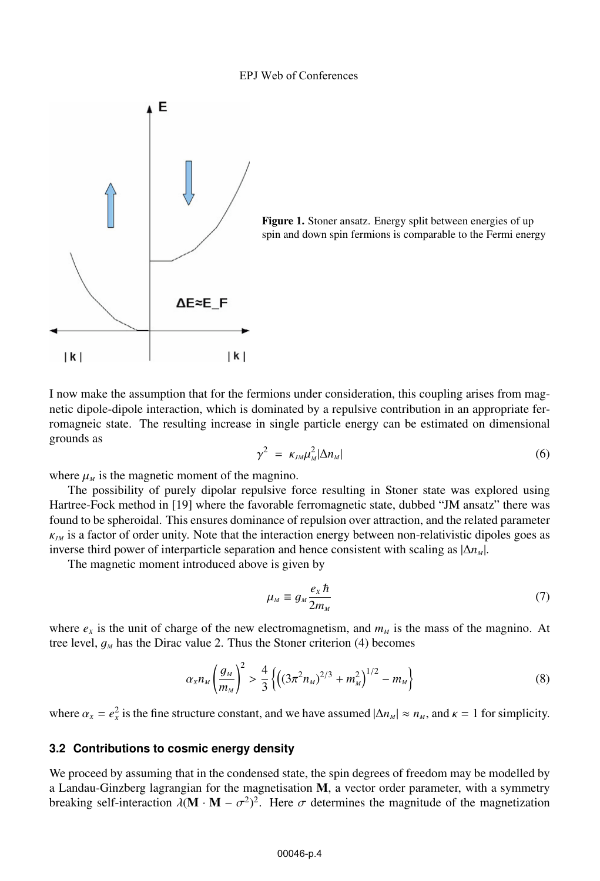**Figure 1.** Stoner ansatz. Energy split between energies of up spin and down spin fermions is comparable to the Fermi energy

I now make the assumption that for the fermions under consideration, this coupling arises from magnetic dipole-dipole interaction, which is dominated by a repulsive contribution in an appropriate ferromagneic state. The resulting increase in single particle energy can be estimated on dimensional grounds as

$$\gamma^2 = \kappa_{JM}\mu_M^2|\Delta n_M| \tag{6}$$

where $\mu_M$ is the magnetic moment of the magnino.

The possibility of purely dipolar repulsive force resulting in Stoner state was explored using Hartree-Fock method in [19] where the favorable ferromagnetic state, dubbed "JM ansatz" there was found to be spheroidal. This ensures dominance of repulsion over attraction, and the related parameter $\kappa_{JM}$ is a factor of order unity. Note that the interaction energy between non-relativistic dipoles goes as inverse third power of interparticle separation and hence consistent with scaling as $|\Delta n_M|$.

The magnetic moment introduced above is given by

$$\mu_M \equiv g_M \frac{e_X \hbar}{2m_M} \tag{7}$$

where $e_X$ is the unit of charge of the new electromagnetism, and $m_M$ is the mass of the magnino. At tree level, $g_M$ has the Dirac value 2. Thus the Stoner criterion (4) becomes

$$\alpha_X n_M \left(\frac{g_M}{m_M}\right)^2 > \frac{4}{3}\left\{\left((3\pi^2 n_M)^{2/3} + m_M^2\right)^{1/2} - m_M\right\} \tag{8}$$

where $\alpha_X = e_X^2$ is the fine structure constant, and we have assumed $|\Delta n_M| \approx n_M$, and $\kappa = 1$ for simplicity.

### 3.2 Contributions to cosmic energy density

We proceed by assuming that in the condensed state, the spin degrees of freedom may be modelled by a Landau-Ginzberg lagrangian for the magnetisation $\mathbf{M}$, a vector order parameter, with a symmetry breaking self-interaction $\lambda(\mathbf{M}\cdot\mathbf{M} - \sigma^2)^2$. Here $\sigma$ determines the magnitude of the magnetization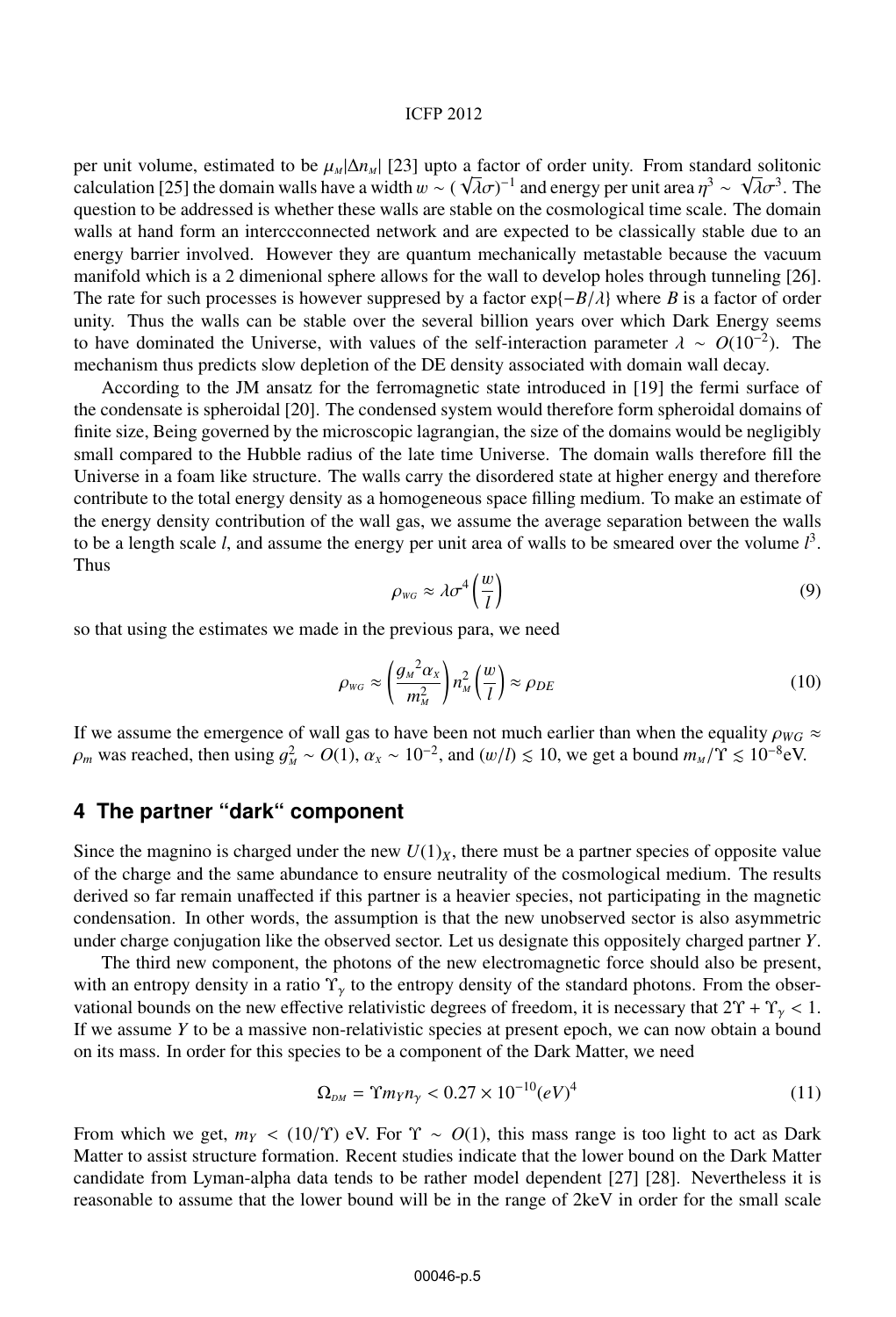per unit volume, estimated to be $\mu_M|\Delta n_M|$ [23] upto a factor of order unity. From standard solitonic calculation [25] the domain walls have a width $w \sim (\sqrt{\lambda}\sigma)^{-1}$ and energy per unit area $\eta^3 \sim \sqrt{\lambda}\sigma^3$. The question to be addressed is whether these walls are stable on the cosmological time scale. The domain walls at hand form an intercccconnected network and are expected to be classically stable due to an energy barrier involved. However they are quantum mechanically metastable because the vacuum manifold which is a 2 dimenional sphere allows for the wall to develop holes through tunneling [26]. The rate for such processes is however suppresed by a factor $\exp\{-B/\lambda\}$ where $B$ is a factor of order unity. Thus the walls can be stable over the several billion years over which Dark Energy seems to have dominated the Universe, with values of the self-interaction parameter $\lambda \sim O(10^{-2})$. The mechanism thus predicts slow depletion of the DE density associated with domain wall decay.

According to the JM ansatz for the ferromagnetic state introduced in [19] the fermi surface of the condensate is spheroidal [20]. The condensed system would therefore form spheroidal domains of finite size, Being governed by the microscopic lagrangian, the size of the domains would be negligibly small compared to the Hubble radius of the late time Universe. The domain walls therefore fill the Universe in a foam like structure. The walls carry the disordered state at higher energy and therefore contribute to the total energy density as a homogeneous space filling medium. To make an estimate of the energy density contribution of the wall gas, we assume the average separation between the walls to be a length scale $l$, and assume the energy per unit area of walls to be smeared over the volume $l^3$. Thus

$$\rho_{WG} \approx \lambda\sigma^4 \left(\frac{w}{l}\right) \tag{9}$$

so that using the estimates we made in the previous para, we need

$$\rho_{WG} \approx \left(\frac{{g_M}^2 \alpha_X}{m_M^2}\right) n_M^2 \left(\frac{w}{l}\right) \approx \rho_{DE} \tag{10}$$

If we assume the emergence of wall gas to have been not much earlier than when the equality $\rho_{WG} \approx \rho_m$ was reached, then using $g_M^2 \sim O(1)$, $\alpha_X \sim 10^{-2}$, and $(w/l) \lesssim 10$, we get a bound $m_M/\Upsilon \lesssim 10^{-8}$eV.

## 4 The partner "dark" component

Since the magnino is charged under the new $U(1)_X$, there must be a partner species of opposite value of the charge and the same abundance to ensure neutrality of the cosmological medium. The results derived so far remain unaffected if this partner is a heavier species, not participating in the magnetic condensation. In other words, the assumption is that the new unobserved sector is also asymmetric under charge conjugation like the observed sector. Let us designate this oppositely charged partner $Y$.

The third new component, the photons of the new electromagnetic force should also be present, with an entropy density in a ratio $\Upsilon_\gamma$ to the entropy density of the standard photons. From the observational bounds on the new effective relativistic degrees of freedom, it is necessary that $2\Upsilon + \Upsilon_\gamma < 1$. If we assume $Y$ to be a massive non-relativistic species at present epoch, we can now obtain a bound on its mass. In order for this species to be a component of the Dark Matter, we need

$$\Omega_{DM} = \Upsilon m_Y n_\gamma < 0.27 \times 10^{-10} (eV)^4 \tag{11}$$

From which we get, $m_Y < (10/\Upsilon)$ eV. For $\Upsilon \sim O(1)$, this mass range is too light to act as Dark Matter to assist structure formation. Recent studies indicate that the lower bound on the Dark Matter candidate from Lyman-alpha data tends to be rather model dependent [27] [28]. Nevertheless it is reasonable to assume that the lower bound will be in the range of 2keV in order for the small scale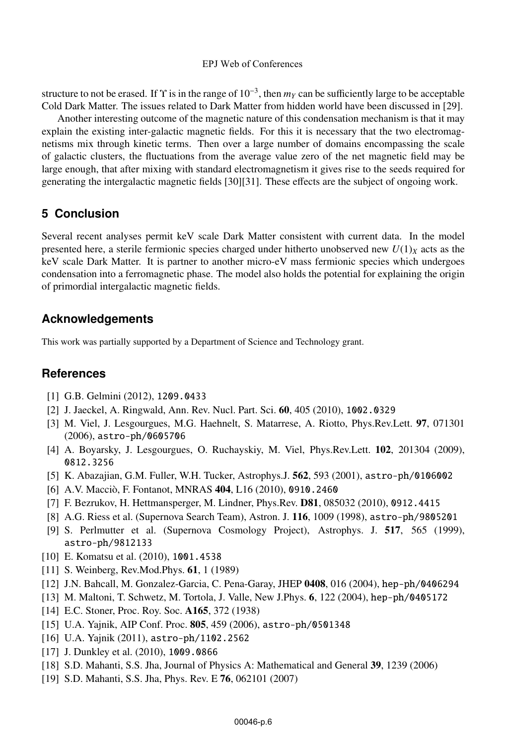structure to not be erased. If $\Upsilon$ is in the range of $10^{-3}$, then $m_Y$ can be sufficiently large to be acceptable Cold Dark Matter. The issues related to Dark Matter from hidden world have been discussed in [29].

Another interesting outcome of the magnetic nature of this condensation mechanism is that it may explain the existing inter-galactic magnetic fields. For this it is necessary that the two electromagnetisms mix through kinetic terms. Then over a large number of domains encompassing the scale of galactic clusters, the fluctuations from the average value zero of the net magnetic field may be large enough, that after mixing with standard electromagnetism it gives rise to the seeds required for generating the intergalactic magnetic fields [30][31]. These effects are the subject of ongoing work.

## 5 Conclusion

Several recent analyses permit keV scale Dark Matter consistent with current data. In the model presented here, a sterile fermionic species charged under hitherto unobserved new $U(1)_X$ acts as the keV scale Dark Matter. It is partner to another micro-eV mass fermionic species which undergoes condensation into a ferromagnetic phase. The model also holds the potential for explaining the origin of primordial intergalactic magnetic fields.

## Acknowledgements

This work was partially supported by a Department of Science and Technology grant.

## References

[1] G.B. Gelmini (2012), 1209.0433

[2] J. Jaeckel, A. Ringwald, Ann. Rev. Nucl. Part. Sci. **60**, 405 (2010), 1002.0329

[3] M. Viel, J. Lesgourgues, M.G. Haehnelt, S. Matarrese, A. Riotto, Phys.Rev.Lett. **97**, 071301 (2006), astro-ph/0605706

[4] A. Boyarsky, J. Lesgourgues, O. Ruchayskiy, M. Viel, Phys.Rev.Lett. **102**, 201304 (2009), 0812.3256

[5] K. Abazajian, G.M. Fuller, W.H. Tucker, Astrophys.J. **562**, 593 (2001), astro-ph/0106002

[6] A.V. Macciò, F. Fontanot, MNRAS **404**, L16 (2010), 0910.2460

[7] F. Bezrukov, H. Hettmansperger, M. Lindner, Phys.Rev. **D81**, 085032 (2010), 0912.4415

[8] A.G. Riess et al. (Supernova Search Team), Astron. J. **116**, 1009 (1998), astro-ph/9805201

[9] S. Perlmutter et al. (Supernova Cosmology Project), Astrophys. J. **517**, 565 (1999), astro-ph/9812133

[10] E. Komatsu et al. (2010), 1001.4538

[11] S. Weinberg, Rev.Mod.Phys. **61**, 1 (1989)

[12] J.N. Bahcall, M. Gonzalez-Garcia, C. Pena-Garay, JHEP **0408**, 016 (2004), hep-ph/0406294

[13] M. Maltoni, T. Schwetz, M. Tortola, J. Valle, New J.Phys. **6**, 122 (2004), hep-ph/0405172

[14] E.C. Stoner, Proc. Roy. Soc. **A165**, 372 (1938)

[15] U.A. Yajnik, AIP Conf. Proc. **805**, 459 (2006), astro-ph/0501348

[16] U.A. Yajnik (2011), astro-ph/1102.2562

[17] J. Dunkley et al. (2010), 1009.0866

[18] S.D. Mahanti, S.S. Jha, Journal of Physics A: Mathematical and General **39**, 1239 (2006)

[19] S.D. Mahanti, S.S. Jha, Phys. Rev. E **76**, 062101 (2007)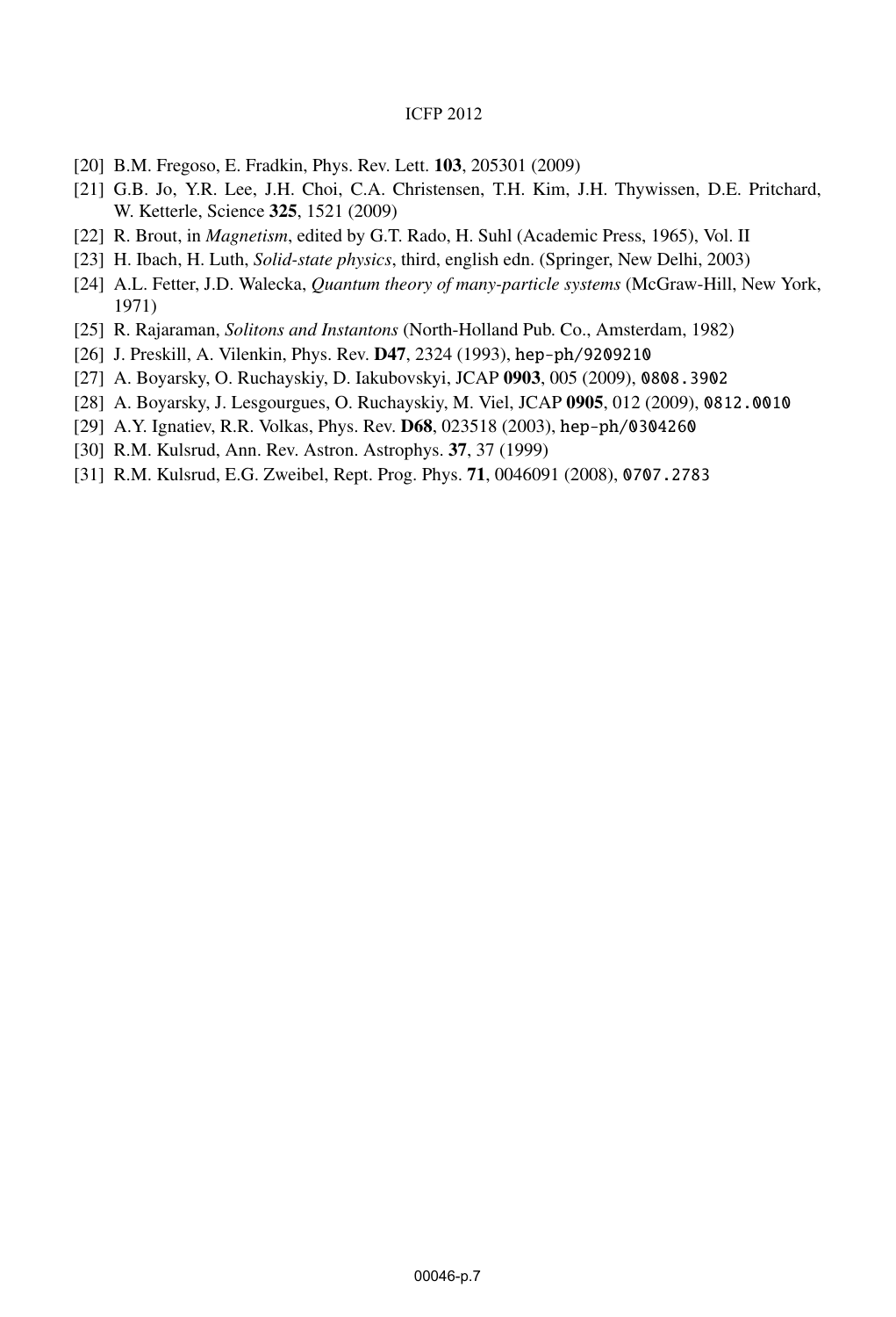[20] B.M. Fregoso, E. Fradkin, Phys. Rev. Lett. **103**, 205301 (2009)

[21] G.B. Jo, Y.R. Lee, J.H. Choi, C.A. Christensen, T.H. Kim, J.H. Thywissen, D.E. Pritchard, W. Ketterle, Science **325**, 1521 (2009)

[22] R. Brout, in *Magnetism*, edited by G.T. Rado, H. Suhl (Academic Press, 1965), Vol. II

[23] H. Ibach, H. Luth, *Solid-state physics*, third, english edn. (Springer, New Delhi, 2003)

[24] A.L. Fetter, J.D. Walecka, *Quantum theory of many-particle systems* (McGraw-Hill, New York, 1971)

[25] R. Rajaraman, *Solitons and Instantons* (North-Holland Pub. Co., Amsterdam, 1982)

[26] J. Preskill, A. Vilenkin, Phys. Rev. **D47**, 2324 (1993), hep-ph/9209210

[27] A. Boyarsky, O. Ruchayskiy, D. Iakubovskyi, JCAP **0903**, 005 (2009), 0808.3902

[28] A. Boyarsky, J. Lesgourgues, O. Ruchayskiy, M. Viel, JCAP **0905**, 012 (2009), 0812.0010

[29] A.Y. Ignatiev, R.R. Volkas, Phys. Rev. **D68**, 023518 (2003), hep-ph/0304260

[30] R.M. Kulsrud, Ann. Rev. Astron. Astrophys. **37**, 37 (1999)

[31] R.M. Kulsrud, E.G. Zweibel, Rept. Prog. Phys. **71**, 0046091 (2008), 0707.2783